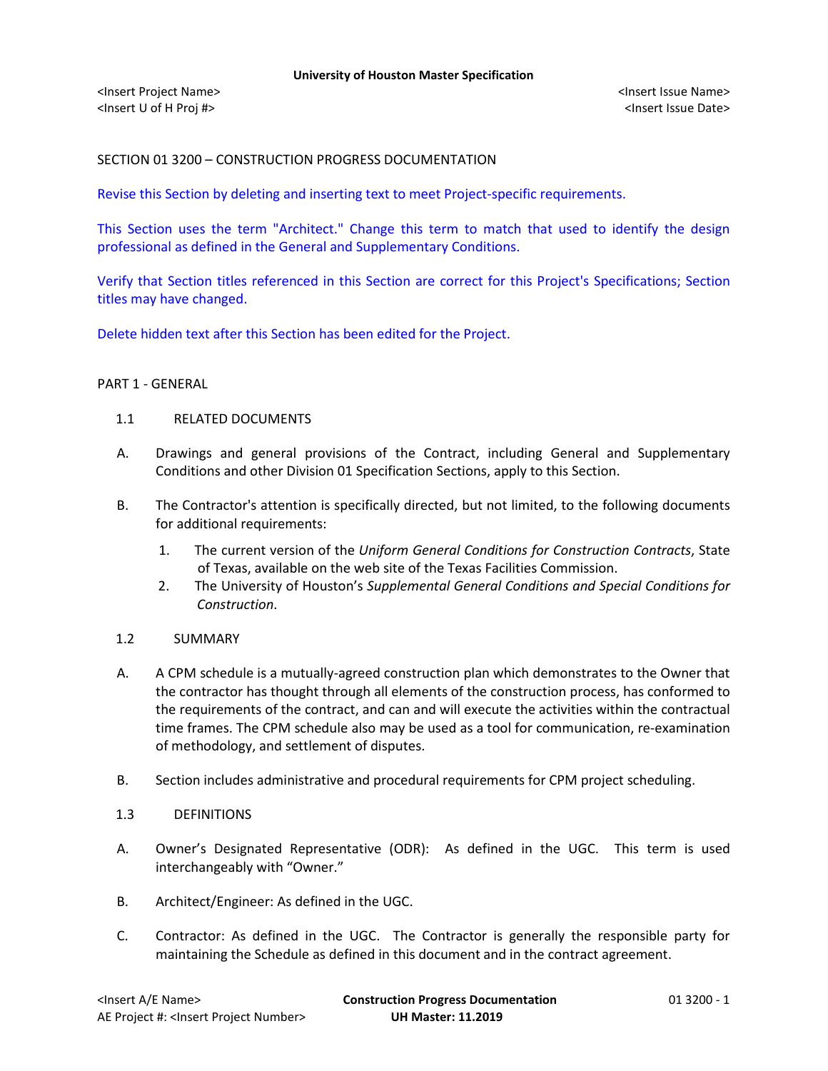SECTION 01 3200 – CONSTRUCTION PROGRESS DOCUMENTATION

Revise this Section by deleting and inserting text to meet Project-specific requirements.

This Section uses the term "Architect." Change this term to match that used to identify the design professional as defined in the General and Supplementary Conditions.

Verify that Section titles referenced in this Section are correct for this Project's Specifications; Section titles may have changed.

Delete hidden text after this Section has been edited for the Project.

## PART 1 - GENERAL

### 1.1 RELATED DOCUMENTS

A. Drawings and general provisions of the Contract, including General and Supplementary Conditions and other Division 01 Specification Sections, apply to this Section.

B. The Contractor's attention is specifically directed, but not limited, to the following documents for additional requirements:

1. The current version of the *Uniform General Conditions for Construction Contracts*, State of Texas, available on the web site of the Texas Facilities Commission.
2. The University of Houston's *Supplemental General Conditions and Special Conditions for Construction*.

### 1.2 SUMMARY

A. A CPM schedule is a mutually-agreed construction plan which demonstrates to the Owner that the contractor has thought through all elements of the construction process, has conformed to the requirements of the contract, and can and will execute the activities within the contractual time frames. The CPM schedule also may be used as a tool for communication, re-examination of methodology, and settlement of disputes.

B. Section includes administrative and procedural requirements for CPM project scheduling.

### 1.3 DEFINITIONS

A. Owner's Designated Representative (ODR): As defined in the UGC. This term is used interchangeably with "Owner."

B. Architect/Engineer: As defined in the UGC.

C. Contractor: As defined in the UGC. The Contractor is generally the responsible party for maintaining the Schedule as defined in this document and in the contract agreement.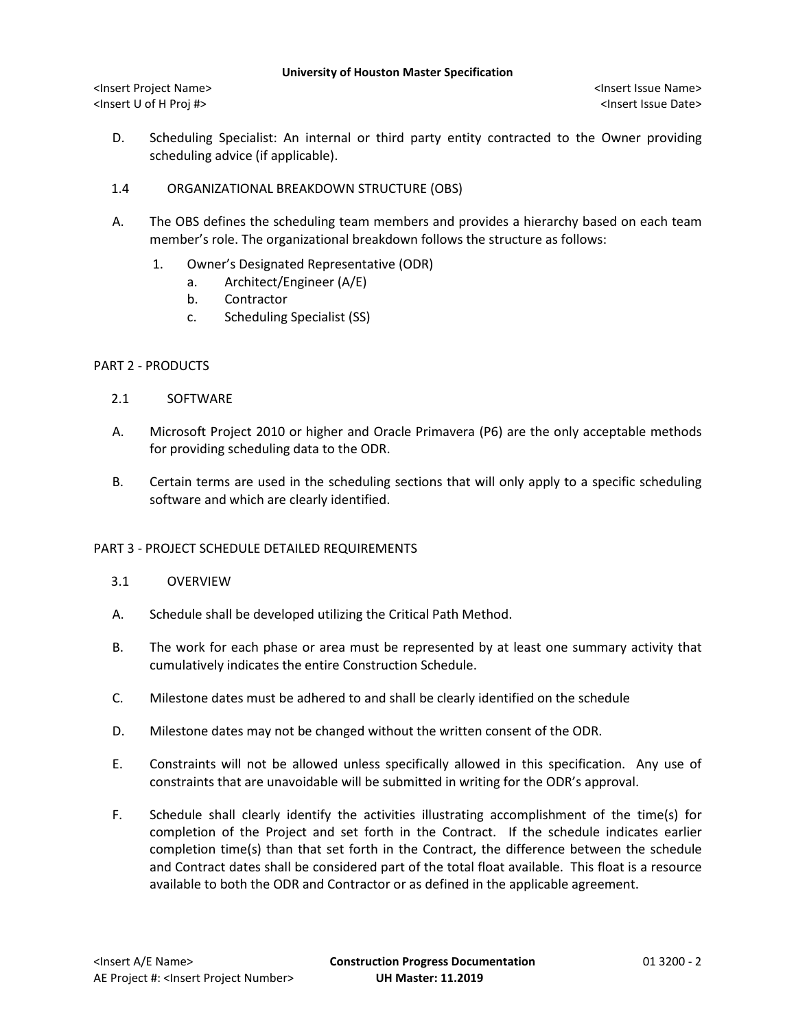D. Scheduling Specialist: An internal or third party entity contracted to the Owner providing scheduling advice (if applicable).

1.4 ORGANIZATIONAL BREAKDOWN STRUCTURE (OBS)

A. The OBS defines the scheduling team members and provides a hierarchy based on each team member's role. The organizational breakdown follows the structure as follows:

1. Owner's Designated Representative (ODR)
   a. Architect/Engineer (A/E)
   b. Contractor
   c. Scheduling Specialist (SS)

## PART 2 - PRODUCTS

2.1 SOFTWARE

A. Microsoft Project 2010 or higher and Oracle Primavera (P6) are the only acceptable methods for providing scheduling data to the ODR.

B. Certain terms are used in the scheduling sections that will only apply to a specific scheduling software and which are clearly identified.

## PART 3 - PROJECT SCHEDULE DETAILED REQUIREMENTS

3.1 OVERVIEW

A. Schedule shall be developed utilizing the Critical Path Method.

B. The work for each phase or area must be represented by at least one summary activity that cumulatively indicates the entire Construction Schedule.

C. Milestone dates must be adhered to and shall be clearly identified on the schedule

D. Milestone dates may not be changed without the written consent of the ODR.

E. Constraints will not be allowed unless specifically allowed in this specification. Any use of constraints that are unavoidable will be submitted in writing for the ODR's approval.

F. Schedule shall clearly identify the activities illustrating accomplishment of the time(s) for completion of the Project and set forth in the Contract. If the schedule indicates earlier completion time(s) than that set forth in the Contract, the difference between the schedule and Contract dates shall be considered part of the total float available. This float is a resource available to both the ODR and Contractor or as defined in the applicable agreement.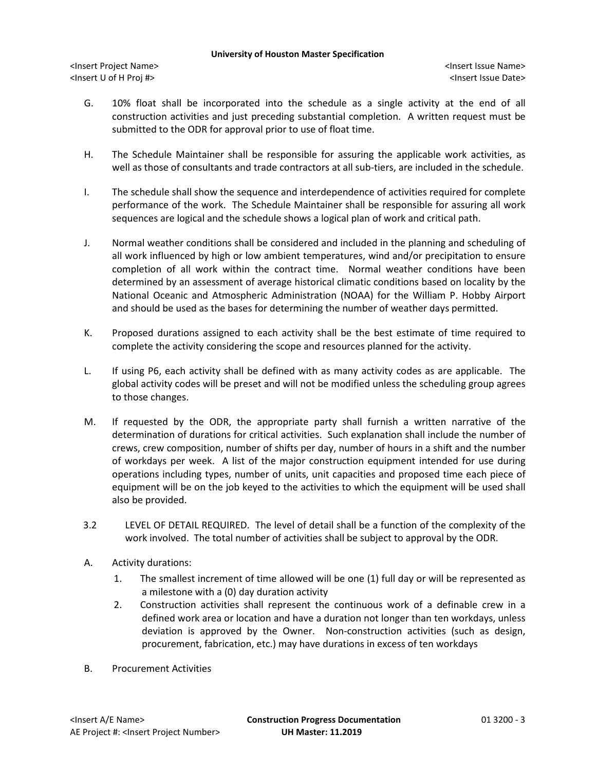G. 10% float shall be incorporated into the schedule as a single activity at the end of all construction activities and just preceding substantial completion. A written request must be submitted to the ODR for approval prior to use of float time.

H. The Schedule Maintainer shall be responsible for assuring the applicable work activities, as well as those of consultants and trade contractors at all sub-tiers, are included in the schedule.

I. The schedule shall show the sequence and interdependence of activities required for complete performance of the work. The Schedule Maintainer shall be responsible for assuring all work sequences are logical and the schedule shows a logical plan of work and critical path.

J. Normal weather conditions shall be considered and included in the planning and scheduling of all work influenced by high or low ambient temperatures, wind and/or precipitation to ensure completion of all work within the contract time. Normal weather conditions have been determined by an assessment of average historical climatic conditions based on locality by the National Oceanic and Atmospheric Administration (NOAA) for the William P. Hobby Airport and should be used as the bases for determining the number of weather days permitted.

K. Proposed durations assigned to each activity shall be the best estimate of time required to complete the activity considering the scope and resources planned for the activity.

L. If using P6, each activity shall be defined with as many activity codes as are applicable. The global activity codes will be preset and will not be modified unless the scheduling group agrees to those changes.

M. If requested by the ODR, the appropriate party shall furnish a written narrative of the determination of durations for critical activities. Such explanation shall include the number of crews, crew composition, number of shifts per day, number of hours in a shift and the number of workdays per week. A list of the major construction equipment intended for use during operations including types, number of units, unit capacities and proposed time each piece of equipment will be on the job keyed to the activities to which the equipment will be used shall also be provided.

3.2 LEVEL OF DETAIL REQUIRED. The level of detail shall be a function of the complexity of the work involved. The total number of activities shall be subject to approval by the ODR.

A. Activity durations:
   1. The smallest increment of time allowed will be one (1) full day or will be represented as a milestone with a (0) day duration activity
   2. Construction activities shall represent the continuous work of a definable crew in a defined work area or location and have a duration not longer than ten workdays, unless deviation is approved by the Owner. Non-construction activities (such as design, procurement, fabrication, etc.) may have durations in excess of ten workdays

B. Procurement Activities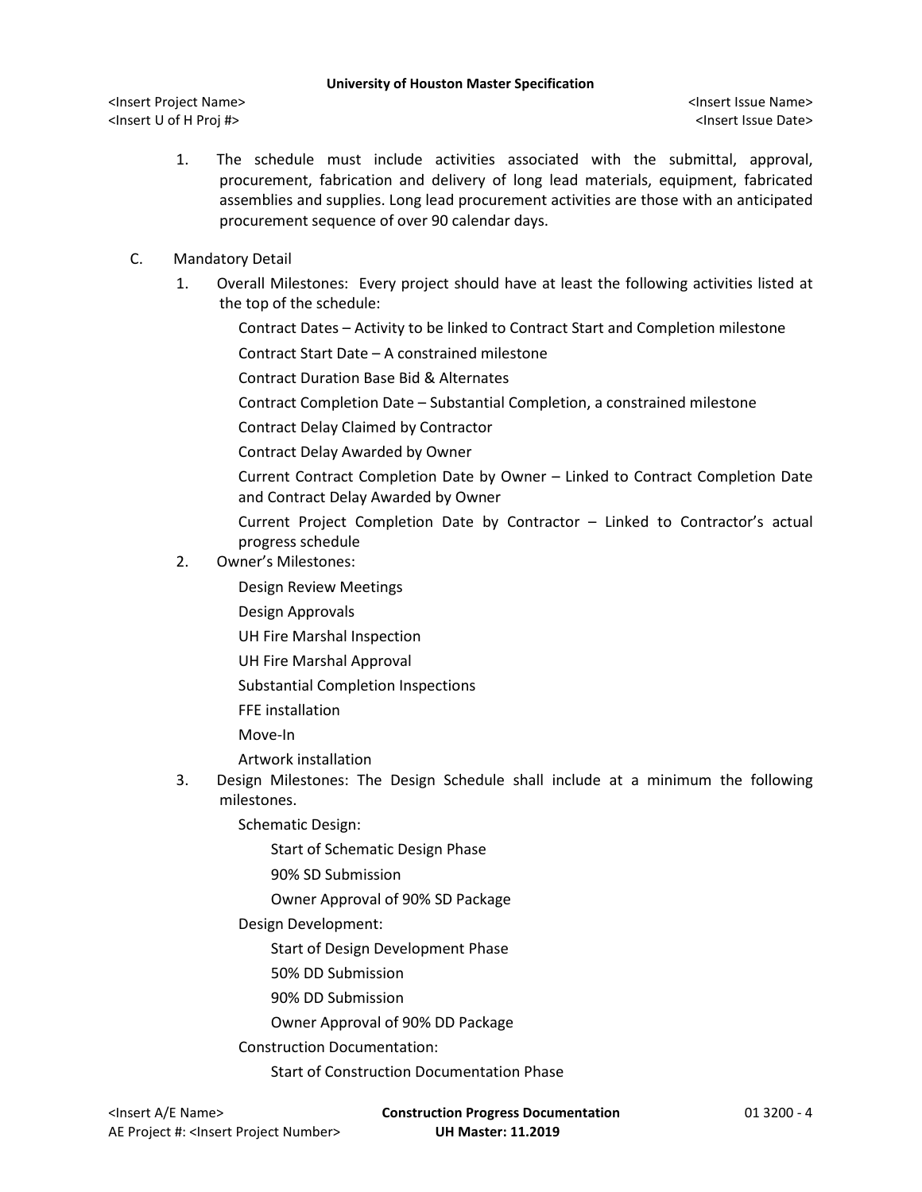1. The schedule must include activities associated with the submittal, approval, procurement, fabrication and delivery of long lead materials, equipment, fabricated assemblies and supplies. Long lead procurement activities are those with an anticipated procurement sequence of over 90 calendar days.

C. Mandatory Detail

1. Overall Milestones: Every project should have at least the following activities listed at the top of the schedule:

   Contract Dates – Activity to be linked to Contract Start and Completion milestone

   Contract Start Date – A constrained milestone

   Contract Duration Base Bid & Alternates

   Contract Completion Date – Substantial Completion, a constrained milestone

   Contract Delay Claimed by Contractor

   Contract Delay Awarded by Owner

   Current Contract Completion Date by Owner – Linked to Contract Completion Date and Contract Delay Awarded by Owner

   Current Project Completion Date by Contractor – Linked to Contractor's actual progress schedule

2. Owner's Milestones:

   Design Review Meetings

   Design Approvals

   UH Fire Marshal Inspection

   UH Fire Marshal Approval

   Substantial Completion Inspections

   FFE installation

   Move-In

   Artwork installation

3. Design Milestones: The Design Schedule shall include at a minimum the following milestones.

   Schematic Design:

   - Start of Schematic Design Phase
   - 90% SD Submission
   - Owner Approval of 90% SD Package

   Design Development:

   - Start of Design Development Phase
   - 50% DD Submission
   - 90% DD Submission
   - Owner Approval of 90% DD Package

   Construction Documentation:

   - Start of Construction Documentation Phase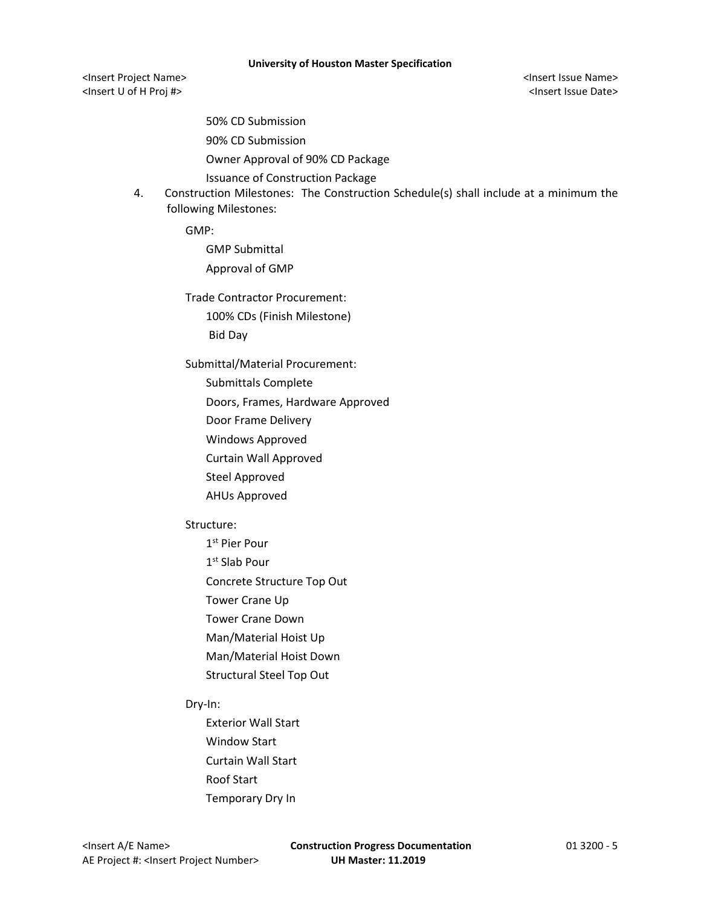50% CD Submission

90% CD Submission

Owner Approval of 90% CD Package

Issuance of Construction Package

4. Construction Milestones: The Construction Schedule(s) shall include at a minimum the following Milestones:

GMP:

GMP Submittal

Approval of GMP

Trade Contractor Procurement:

100% CDs (Finish Milestone)

Bid Day

Submittal/Material Procurement:

Submittals Complete

Doors, Frames, Hardware Approved

Door Frame Delivery

Windows Approved

Curtain Wall Approved

Steel Approved

AHUs Approved

Structure:

1st Pier Pour

1st Slab Pour

Concrete Structure Top Out

Tower Crane Up

Tower Crane Down

Man/Material Hoist Up

Man/Material Hoist Down

Structural Steel Top Out

Dry-In:

Exterior Wall Start

Window Start

Curtain Wall Start

Roof Start

Temporary Dry In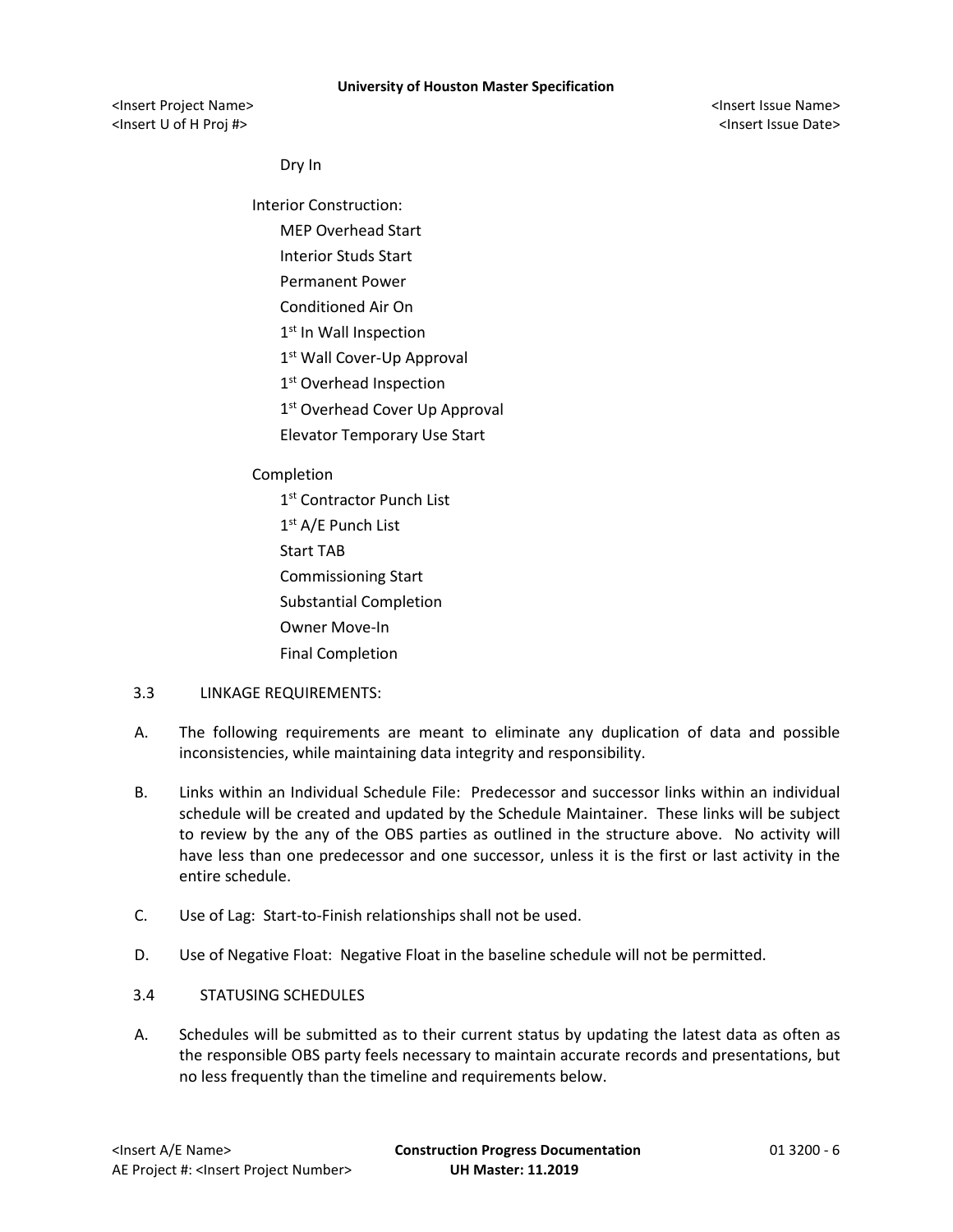Dry In

Interior Construction:

- MEP Overhead Start
- Interior Studs Start
- Permanent Power
- Conditioned Air On
- 1st In Wall Inspection
- 1st Wall Cover-Up Approval
- 1st Overhead Inspection
- 1st Overhead Cover Up Approval
- Elevator Temporary Use Start

Completion

- 1st Contractor Punch List
- 1st A/E Punch List
- Start TAB
- Commissioning Start
- Substantial Completion
- Owner Move-In
- Final Completion

## 3.3 LINKAGE REQUIREMENTS:

A. The following requirements are meant to eliminate any duplication of data and possible inconsistencies, while maintaining data integrity and responsibility.

B. Links within an Individual Schedule File: Predecessor and successor links within an individual schedule will be created and updated by the Schedule Maintainer. These links will be subject to review by the any of the OBS parties as outlined in the structure above. No activity will have less than one predecessor and one successor, unless it is the first or last activity in the entire schedule.

C. Use of Lag: Start-to-Finish relationships shall not be used.

D. Use of Negative Float: Negative Float in the baseline schedule will not be permitted.

## 3.4 STATUSING SCHEDULES

A. Schedules will be submitted as to their current status by updating the latest data as often as the responsible OBS party feels necessary to maintain accurate records and presentations, but no less frequently than the timeline and requirements below.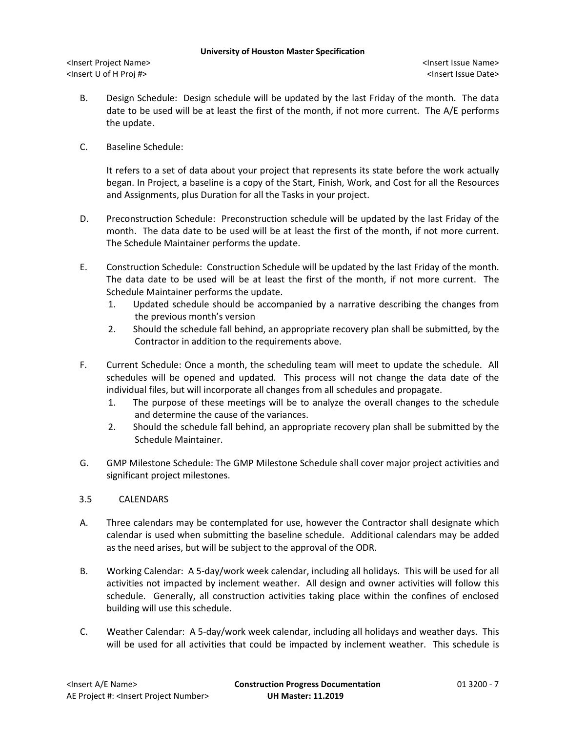B. Design Schedule: Design schedule will be updated by the last Friday of the month. The data date to be used will be at least the first of the month, if not more current. The A/E performs the update.

C. Baseline Schedule:

It refers to a set of data about your project that represents its state before the work actually began. In Project, a baseline is a copy of the Start, Finish, Work, and Cost for all the Resources and Assignments, plus Duration for all the Tasks in your project.

D. Preconstruction Schedule: Preconstruction schedule will be updated by the last Friday of the month. The data date to be used will be at least the first of the month, if not more current. The Schedule Maintainer performs the update.

E. Construction Schedule: Construction Schedule will be updated by the last Friday of the month. The data date to be used will be at least the first of the month, if not more current. The Schedule Maintainer performs the update.
   1. Updated schedule should be accompanied by a narrative describing the changes from the previous month's version
   2. Should the schedule fall behind, an appropriate recovery plan shall be submitted, by the Contractor in addition to the requirements above.

F. Current Schedule: Once a month, the scheduling team will meet to update the schedule. All schedules will be opened and updated. This process will not change the data date of the individual files, but will incorporate all changes from all schedules and propagate.
   1. The purpose of these meetings will be to analyze the overall changes to the schedule and determine the cause of the variances.
   2. Should the schedule fall behind, an appropriate recovery plan shall be submitted by the Schedule Maintainer.

G. GMP Milestone Schedule: The GMP Milestone Schedule shall cover major project activities and significant project milestones.

3.5 CALENDARS

A. Three calendars may be contemplated for use, however the Contractor shall designate which calendar is used when submitting the baseline schedule. Additional calendars may be added as the need arises, but will be subject to the approval of the ODR.

B. Working Calendar: A 5-day/work week calendar, including all holidays. This will be used for all activities not impacted by inclement weather. All design and owner activities will follow this schedule. Generally, all construction activities taking place within the confines of enclosed building will use this schedule.

C. Weather Calendar: A 5-day/work week calendar, including all holidays and weather days. This will be used for all activities that could be impacted by inclement weather. This schedule is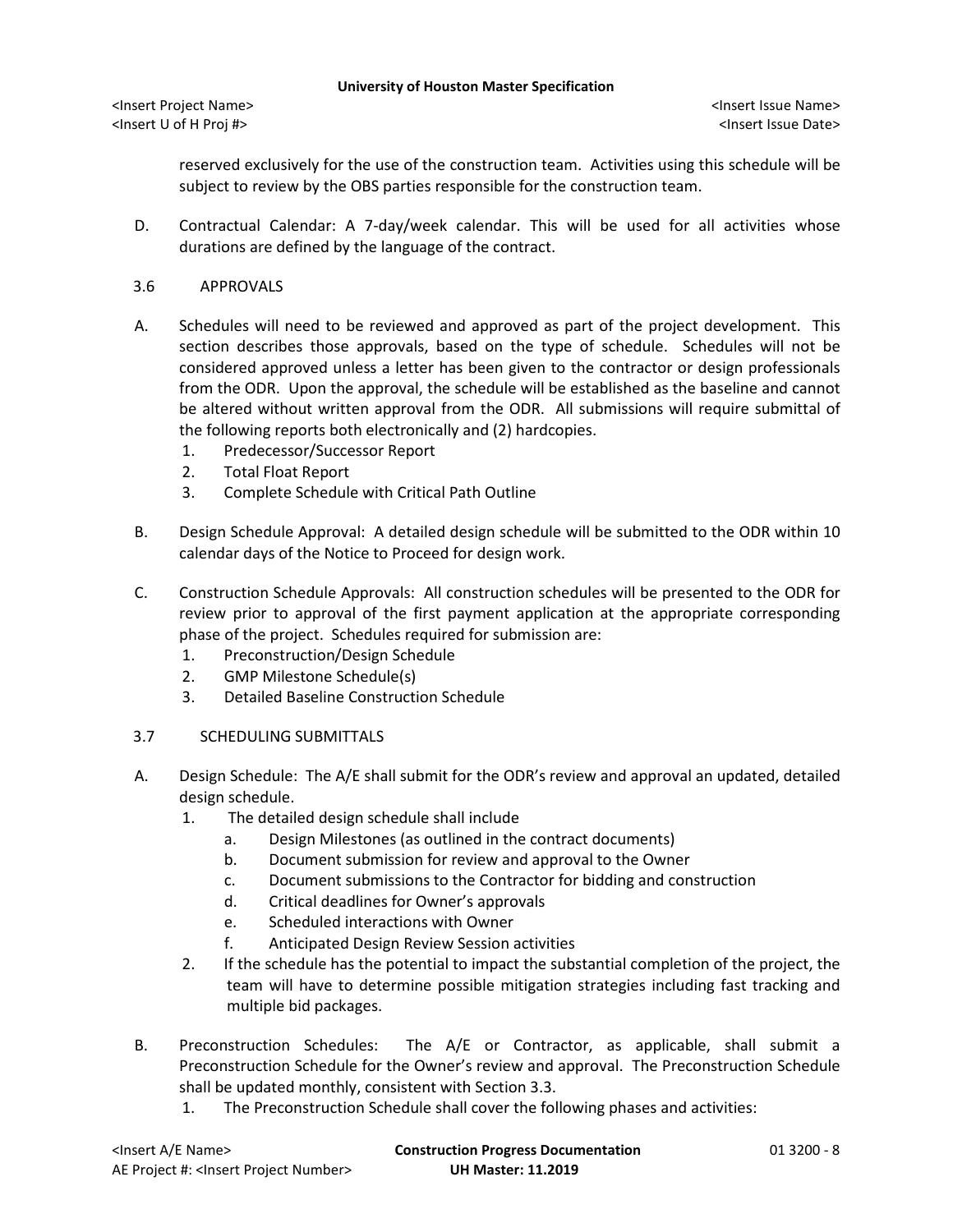reserved exclusively for the use of the construction team. Activities using this schedule will be subject to review by the OBS parties responsible for the construction team.

D. Contractual Calendar: A 7-day/week calendar. This will be used for all activities whose durations are defined by the language of the contract.

## 3.6 APPROVALS

A. Schedules will need to be reviewed and approved as part of the project development. This section describes those approvals, based on the type of schedule. Schedules will not be considered approved unless a letter has been given to the contractor or design professionals from the ODR. Upon the approval, the schedule will be established as the baseline and cannot be altered without written approval from the ODR. All submissions will require submittal of the following reports both electronically and (2) hardcopies.
   1. Predecessor/Successor Report
   2. Total Float Report
   3. Complete Schedule with Critical Path Outline

B. Design Schedule Approval: A detailed design schedule will be submitted to the ODR within 10 calendar days of the Notice to Proceed for design work.

C. Construction Schedule Approvals: All construction schedules will be presented to the ODR for review prior to approval of the first payment application at the appropriate corresponding phase of the project. Schedules required for submission are:
   1. Preconstruction/Design Schedule
   2. GMP Milestone Schedule(s)
   3. Detailed Baseline Construction Schedule

## 3.7 SCHEDULING SUBMITTALS

A. Design Schedule: The A/E shall submit for the ODR's review and approval an updated, detailed design schedule.
   1. The detailed design schedule shall include
      a. Design Milestones (as outlined in the contract documents)
      b. Document submission for review and approval to the Owner
      c. Document submissions to the Contractor for bidding and construction
      d. Critical deadlines for Owner's approvals
      e. Scheduled interactions with Owner
      f. Anticipated Design Review Session activities
   2. If the schedule has the potential to impact the substantial completion of the project, the team will have to determine possible mitigation strategies including fast tracking and multiple bid packages.

B. Preconstruction Schedules: The A/E or Contractor, as applicable, shall submit a Preconstruction Schedule for the Owner's review and approval. The Preconstruction Schedule shall be updated monthly, consistent with Section 3.3.
   1. The Preconstruction Schedule shall cover the following phases and activities: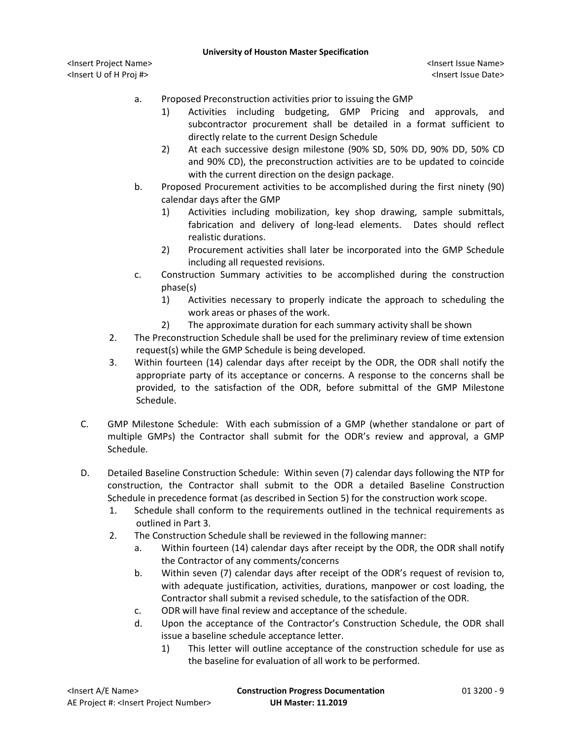a. Proposed Preconstruction activities prior to issuing the GMP
   1) Activities including budgeting, GMP Pricing and approvals, and subcontractor procurement shall be detailed in a format sufficient to directly relate to the current Design Schedule
   2) At each successive design milestone (90% SD, 50% DD, 90% DD, 50% CD and 90% CD), the preconstruction activities are to be updated to coincide with the current direction on the design package.
b. Proposed Procurement activities to be accomplished during the first ninety (90) calendar days after the GMP
   1) Activities including mobilization, key shop drawing, sample submittals, fabrication and delivery of long-lead elements. Dates should reflect realistic durations.
   2) Procurement activities shall later be incorporated into the GMP Schedule including all requested revisions.
c. Construction Summary activities to be accomplished during the construction phase(s)
   1) Activities necessary to properly indicate the approach to scheduling the work areas or phases of the work.
   2) The approximate duration for each summary activity shall be shown

2. The Preconstruction Schedule shall be used for the preliminary review of time extension request(s) while the GMP Schedule is being developed.
3. Within fourteen (14) calendar days after receipt by the ODR, the ODR shall notify the appropriate party of its acceptance or concerns. A response to the concerns shall be provided, to the satisfaction of the ODR, before submittal of the GMP Milestone Schedule.

C. GMP Milestone Schedule: With each submission of a GMP (whether standalone or part of multiple GMPs) the Contractor shall submit for the ODR's review and approval, a GMP Schedule.

D. Detailed Baseline Construction Schedule: Within seven (7) calendar days following the NTP for construction, the Contractor shall submit to the ODR a detailed Baseline Construction Schedule in precedence format (as described in Section 5) for the construction work scope.
   1. Schedule shall conform to the requirements outlined in the technical requirements as outlined in Part 3.
   2. The Construction Schedule shall be reviewed in the following manner:
      a. Within fourteen (14) calendar days after receipt by the ODR, the ODR shall notify the Contractor of any comments/concerns
      b. Within seven (7) calendar days after receipt of the ODR's request of revision to, with adequate justification, activities, durations, manpower or cost loading, the Contractor shall submit a revised schedule, to the satisfaction of the ODR.
      c. ODR will have final review and acceptance of the schedule.
      d. Upon the acceptance of the Contractor's Construction Schedule, the ODR shall issue a baseline schedule acceptance letter.
         1) This letter will outline acceptance of the construction schedule for use as the baseline for evaluation of all work to be performed.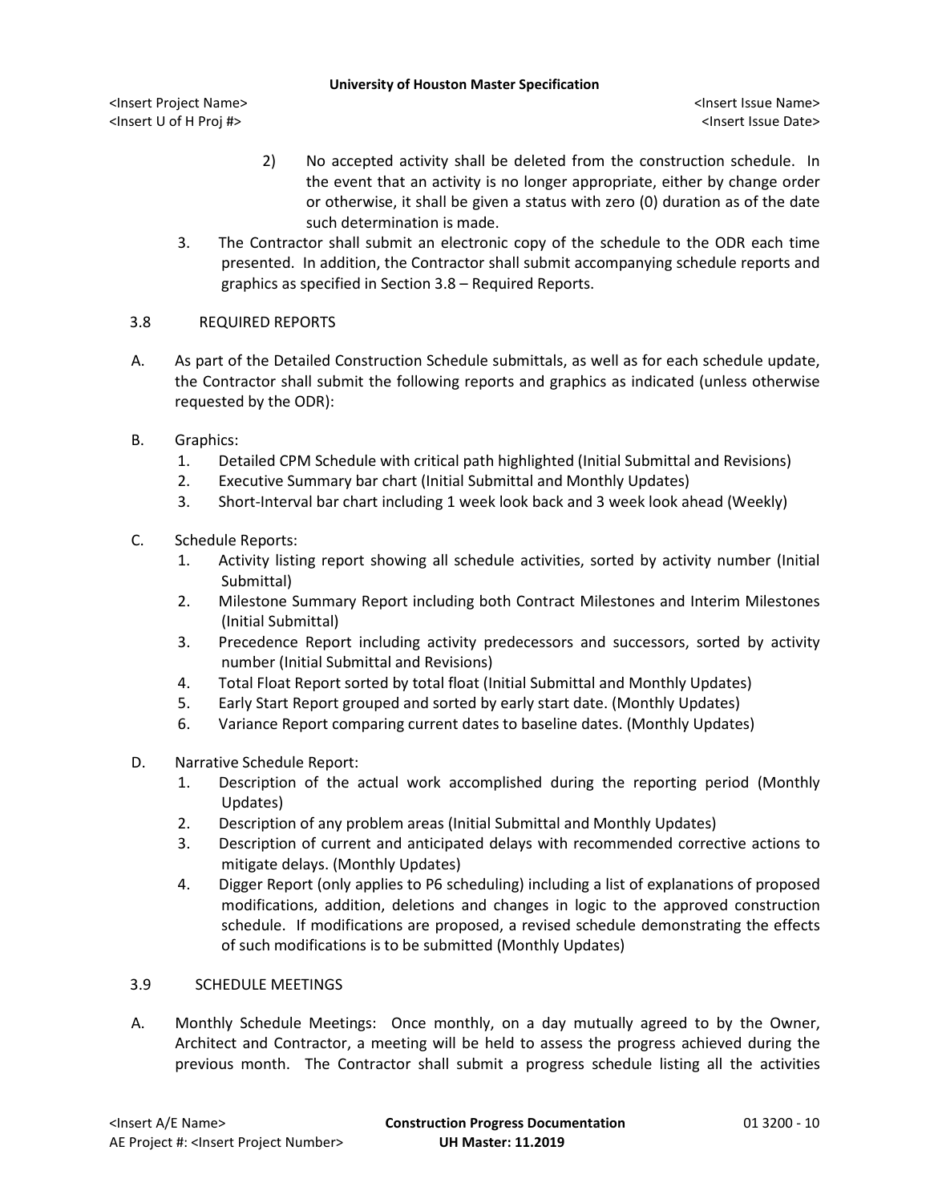2) No accepted activity shall be deleted from the construction schedule. In the event that an activity is no longer appropriate, either by change order or otherwise, it shall be given a status with zero (0) duration as of the date such determination is made.

3. The Contractor shall submit an electronic copy of the schedule to the ODR each time presented. In addition, the Contractor shall submit accompanying schedule reports and graphics as specified in Section 3.8 – Required Reports.

## 3.8 REQUIRED REPORTS

A. As part of the Detailed Construction Schedule submittals, as well as for each schedule update, the Contractor shall submit the following reports and graphics as indicated (unless otherwise requested by the ODR):

B. Graphics:
   1. Detailed CPM Schedule with critical path highlighted (Initial Submittal and Revisions)
   2. Executive Summary bar chart (Initial Submittal and Monthly Updates)
   3. Short-Interval bar chart including 1 week look back and 3 week look ahead (Weekly)

C. Schedule Reports:
   1. Activity listing report showing all schedule activities, sorted by activity number (Initial Submittal)
   2. Milestone Summary Report including both Contract Milestones and Interim Milestones (Initial Submittal)
   3. Precedence Report including activity predecessors and successors, sorted by activity number (Initial Submittal and Revisions)
   4. Total Float Report sorted by total float (Initial Submittal and Monthly Updates)
   5. Early Start Report grouped and sorted by early start date. (Monthly Updates)
   6. Variance Report comparing current dates to baseline dates. (Monthly Updates)

D. Narrative Schedule Report:
   1. Description of the actual work accomplished during the reporting period (Monthly Updates)
   2. Description of any problem areas (Initial Submittal and Monthly Updates)
   3. Description of current and anticipated delays with recommended corrective actions to mitigate delays. (Monthly Updates)
   4. Digger Report (only applies to P6 scheduling) including a list of explanations of proposed modifications, addition, deletions and changes in logic to the approved construction schedule. If modifications are proposed, a revised schedule demonstrating the effects of such modifications is to be submitted (Monthly Updates)

## 3.9 SCHEDULE MEETINGS

A. Monthly Schedule Meetings: Once monthly, on a day mutually agreed to by the Owner, Architect and Contractor, a meeting will be held to assess the progress achieved during the previous month. The Contractor shall submit a progress schedule listing all the activities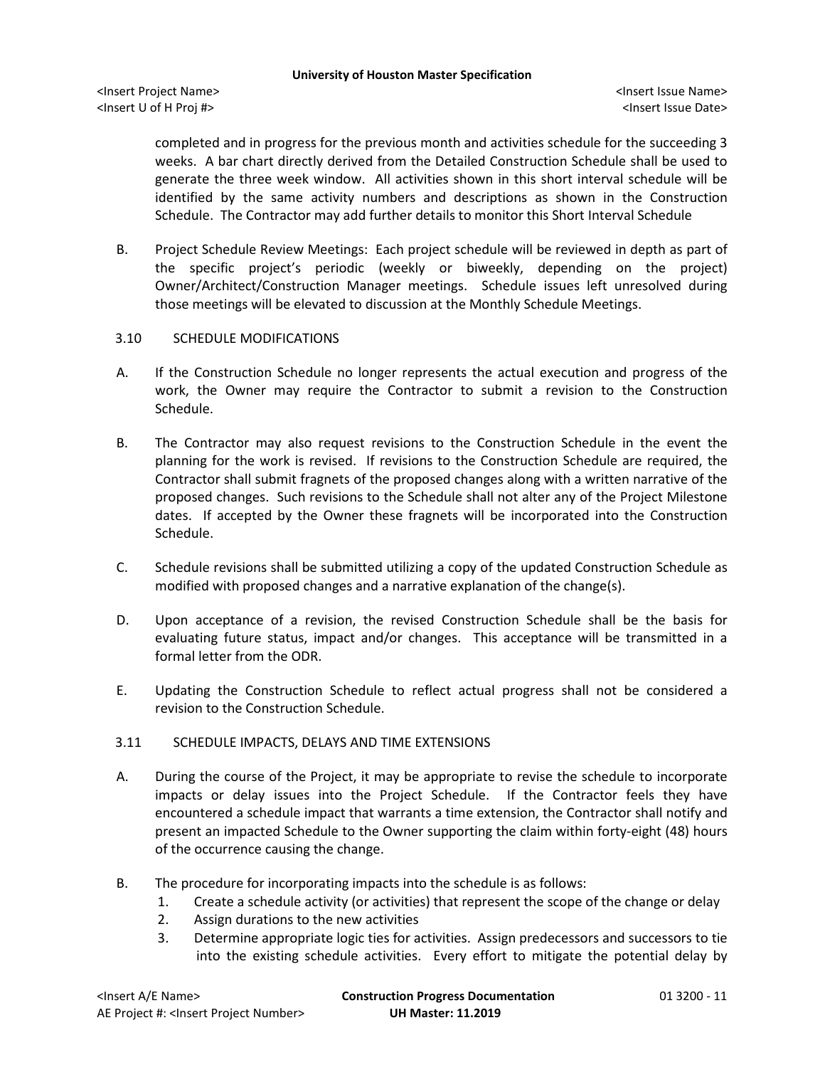completed and in progress for the previous month and activities schedule for the succeeding 3 weeks. A bar chart directly derived from the Detailed Construction Schedule shall be used to generate the three week window. All activities shown in this short interval schedule will be identified by the same activity numbers and descriptions as shown in the Construction Schedule. The Contractor may add further details to monitor this Short Interval Schedule

B. Project Schedule Review Meetings: Each project schedule will be reviewed in depth as part of the specific project's periodic (weekly or biweekly, depending on the project) Owner/Architect/Construction Manager meetings. Schedule issues left unresolved during those meetings will be elevated to discussion at the Monthly Schedule Meetings.

3.10 SCHEDULE MODIFICATIONS

A. If the Construction Schedule no longer represents the actual execution and progress of the work, the Owner may require the Contractor to submit a revision to the Construction Schedule.

B. The Contractor may also request revisions to the Construction Schedule in the event the planning for the work is revised. If revisions to the Construction Schedule are required, the Contractor shall submit fragnets of the proposed changes along with a written narrative of the proposed changes. Such revisions to the Schedule shall not alter any of the Project Milestone dates. If accepted by the Owner these fragnets will be incorporated into the Construction Schedule.

C. Schedule revisions shall be submitted utilizing a copy of the updated Construction Schedule as modified with proposed changes and a narrative explanation of the change(s).

D. Upon acceptance of a revision, the revised Construction Schedule shall be the basis for evaluating future status, impact and/or changes. This acceptance will be transmitted in a formal letter from the ODR.

E. Updating the Construction Schedule to reflect actual progress shall not be considered a revision to the Construction Schedule.

3.11 SCHEDULE IMPACTS, DELAYS AND TIME EXTENSIONS

A. During the course of the Project, it may be appropriate to revise the schedule to incorporate impacts or delay issues into the Project Schedule. If the Contractor feels they have encountered a schedule impact that warrants a time extension, the Contractor shall notify and present an impacted Schedule to the Owner supporting the claim within forty-eight (48) hours of the occurrence causing the change.

B. The procedure for incorporating impacts into the schedule is as follows:
   1. Create a schedule activity (or activities) that represent the scope of the change or delay
   2. Assign durations to the new activities
   3. Determine appropriate logic ties for activities. Assign predecessors and successors to tie into the existing schedule activities. Every effort to mitigate the potential delay by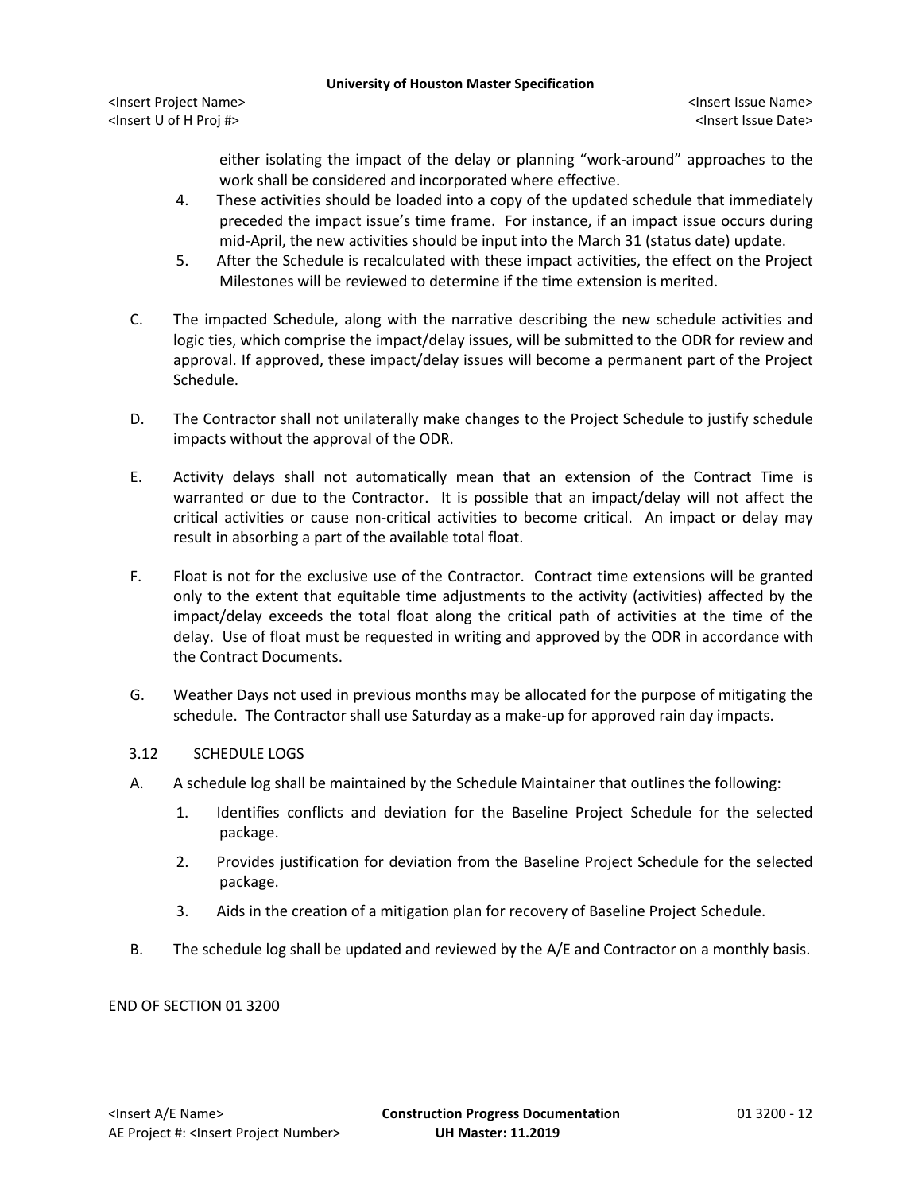either isolating the impact of the delay or planning "work-around" approaches to the work shall be considered and incorporated where effective.

4. These activities should be loaded into a copy of the updated schedule that immediately preceded the impact issue's time frame. For instance, if an impact issue occurs during mid-April, the new activities should be input into the March 31 (status date) update.
5. After the Schedule is recalculated with these impact activities, the effect on the Project Milestones will be reviewed to determine if the time extension is merited.

C. The impacted Schedule, along with the narrative describing the new schedule activities and logic ties, which comprise the impact/delay issues, will be submitted to the ODR for review and approval. If approved, these impact/delay issues will become a permanent part of the Project Schedule.

D. The Contractor shall not unilaterally make changes to the Project Schedule to justify schedule impacts without the approval of the ODR.

E. Activity delays shall not automatically mean that an extension of the Contract Time is warranted or due to the Contractor. It is possible that an impact/delay will not affect the critical activities or cause non-critical activities to become critical. An impact or delay may result in absorbing a part of the available total float.

F. Float is not for the exclusive use of the Contractor. Contract time extensions will be granted only to the extent that equitable time adjustments to the activity (activities) affected by the impact/delay exceeds the total float along the critical path of activities at the time of the delay. Use of float must be requested in writing and approved by the ODR in accordance with the Contract Documents.

G. Weather Days not used in previous months may be allocated for the purpose of mitigating the schedule. The Contractor shall use Saturday as a make-up for approved rain day impacts.

## 3.12 SCHEDULE LOGS

A. A schedule log shall be maintained by the Schedule Maintainer that outlines the following:

1. Identifies conflicts and deviation for the Baseline Project Schedule for the selected package.
2. Provides justification for deviation from the Baseline Project Schedule for the selected package.
3. Aids in the creation of a mitigation plan for recovery of Baseline Project Schedule.

B. The schedule log shall be updated and reviewed by the A/E and Contractor on a monthly basis.

END OF SECTION 01 3200